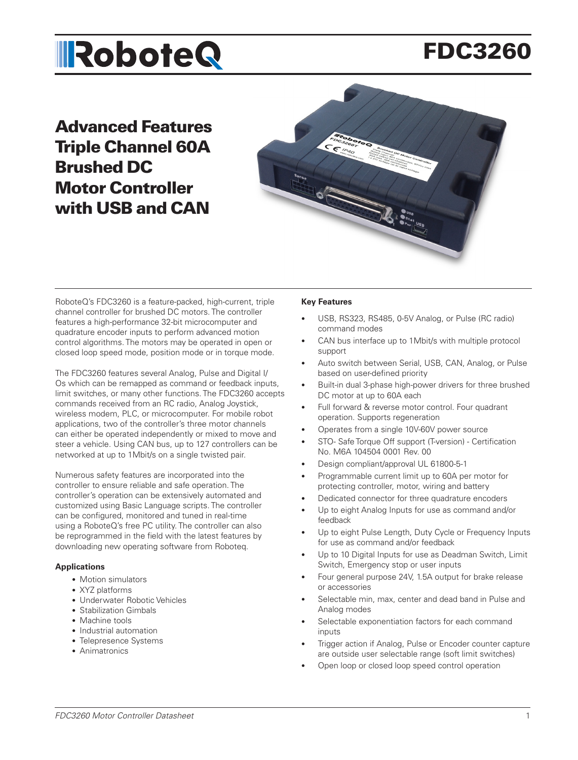# RoboteQ

# FDC3260

## Advanced Features Triple Channel 60A Brushed DC Motor Controller with USB and CAN

RoboteQ's FDC3260 is a feature-packed, high-current, triple channel controller for brushed DC motors. The controller features a high-performance 32-bit microcomputer and quadrature encoder inputs to perform advanced motion control algorithms. The motors may be operated in open or closed loop speed mode, position mode or in torque mode.

The FDC3260 features several Analog, Pulse and Digital I/Os which can be remapped as command or feedback inputs, limit switches, or many other functions. The FDC3260 accepts commands received from an RC radio, Analog Joystick, wireless modem, PLC, or microcomputer. For mobile robot applications, two of the controller's three motor channels can either be operated independently or mixed to move and steer a vehicle. Using CAN bus, up to 127 controllers can be networked at up to 1Mbit/s on a single twisted pair.

Numerous safety features are incorporated into the controller to ensure reliable and safe operation. The controller's operation can be extensively automated and customized using Basic Language scripts. The controller can be configured, monitored and tuned in real-time using a RoboteQ's free PC utility. The controller can also be reprogrammed in the field with the latest features by downloading new operating software from Roboteq.

### Applications

- Motion simulators
- XYZ platforms
- Underwater Robotic Vehicles
- Stabilization Gimbals
- Machine tools
- Industrial automation
- Telepresence Systems
- Animatronics

### Key Features

- USB, RS323, RS485, 0-5V Analog, or Pulse (RC radio) command modes
- CAN bus interface up to 1Mbit/s with multiple protocol support
- Auto switch between Serial, USB, CAN, Analog, or Pulse based on user-defined priority
- Built-in dual 3-phase high-power drivers for three brushed DC motor at up to 60A each
- Full forward & reverse motor control. Four quadrant operation. Supports regeneration
- Operates from a single 10V-60V power source
- STO- Safe Torque Off support (T-version) - Certification No. M6A 104504 0001 Rev. 00
- Design compliant/approval UL 61800-5-1
- Programmable current limit up to 60A per motor for protecting controller, motor, wiring and battery
- Dedicated connector for three quadrature encoders
- Up to eight Analog Inputs for use as command and/or feedback
- Up to eight Pulse Length, Duty Cycle or Frequency Inputs for use as command and/or feedback
- Up to 10 Digital Inputs for use as Deadman Switch, Limit Switch, Emergency stop or user inputs
- Four general purpose 24V, 1.5A output for brake release or accessories
- Selectable min, max, center and dead band in Pulse and Analog modes
- Selectable exponentiation factors for each command inputs
- Trigger action if Analog, Pulse or Encoder counter capture are outside user selectable range (soft limit switches)
- Open loop or closed loop speed control operation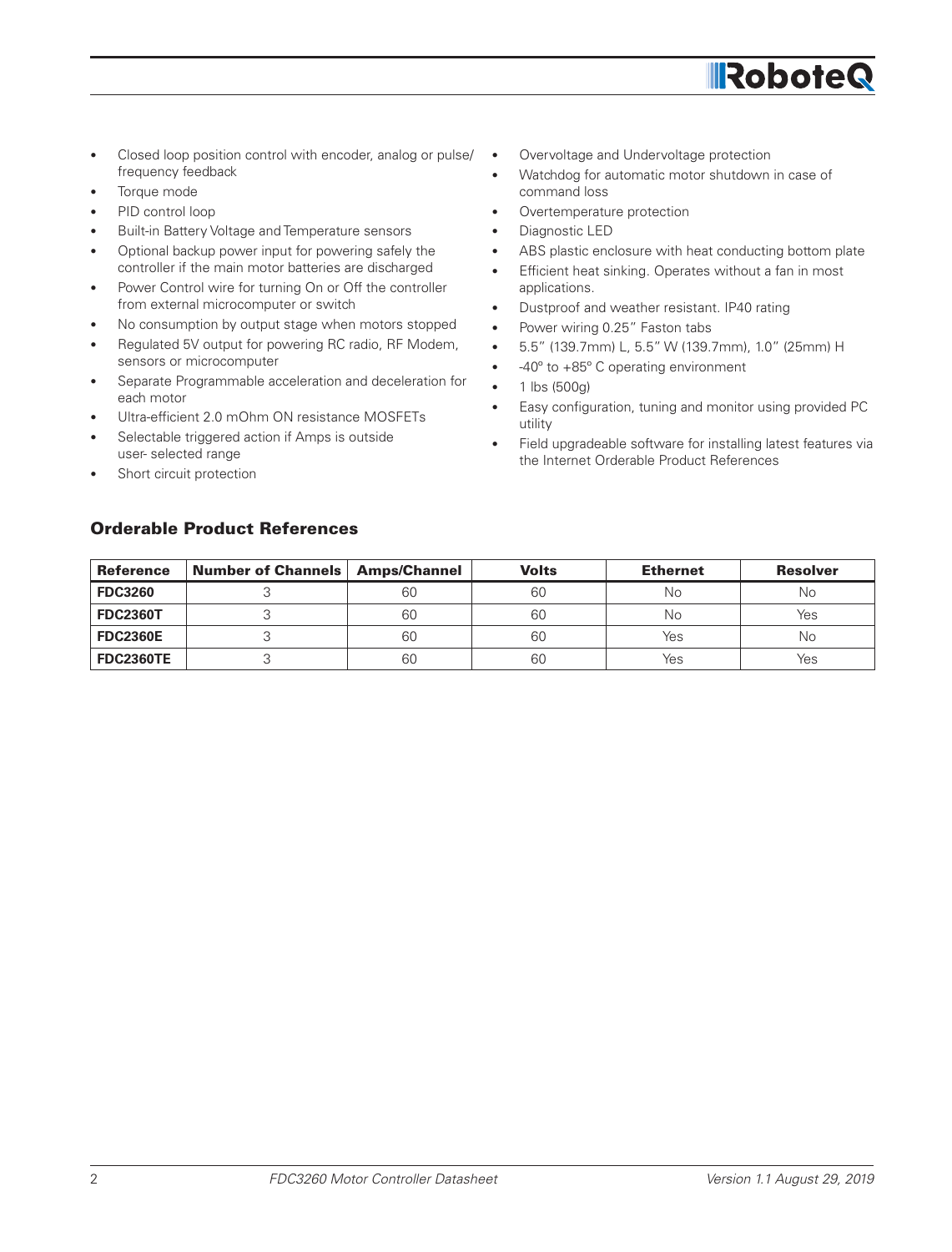- Closed loop position control with encoder, analog or pulse/ frequency feedback
- Torque mode
- PID control loop
- Built-in Battery Voltage and Temperature sensors
- Optional backup power input for powering safely the controller if the main motor batteries are discharged
- Power Control wire for turning On or Off the controller from external microcomputer or switch
- No consumption by output stage when motors stopped
- Regulated 5V output for powering RC radio, RF Modem, sensors or microcomputer
- Separate Programmable acceleration and deceleration for each motor
- Ultra-efficient 2.0 mOhm ON resistance MOSFETs
- Selectable triggered action if Amps is outside user- selected range
- Short circuit protection
- Overvoltage and Undervoltage protection
- Watchdog for automatic motor shutdown in case of command loss
- Overtemperature protection
- Diagnostic LED
- ABS plastic enclosure with heat conducting bottom plate
- Efficient heat sinking. Operates without a fan in most applications.
- Dustproof and weather resistant. IP40 rating
- Power wiring 0.25" Faston tabs
- 5.5" (139.7mm) L, 5.5" W (139.7mm), 1.0" (25mm) H
- -40º to +85º C operating environment
- 1 lbs (500g)
- Easy configuration, tuning and monitor using provided PC utility
- Field upgradeable software for installing latest features via the Internet Orderable Product References

## Orderable Product References

| Reference | Number of Channels | Amps/Channel | Volts | Ethernet | Resolver |
|---|---|---|---|---|---|
| **FDC3260** | 3 | 60 | 60 | No | No |
| **FDC2360T** | 3 | 60 | 60 | No | Yes |
| **FDC2360E** | 3 | 60 | 60 | Yes | No |
| **FDC2360TE** | 3 | 60 | 60 | Yes | Yes |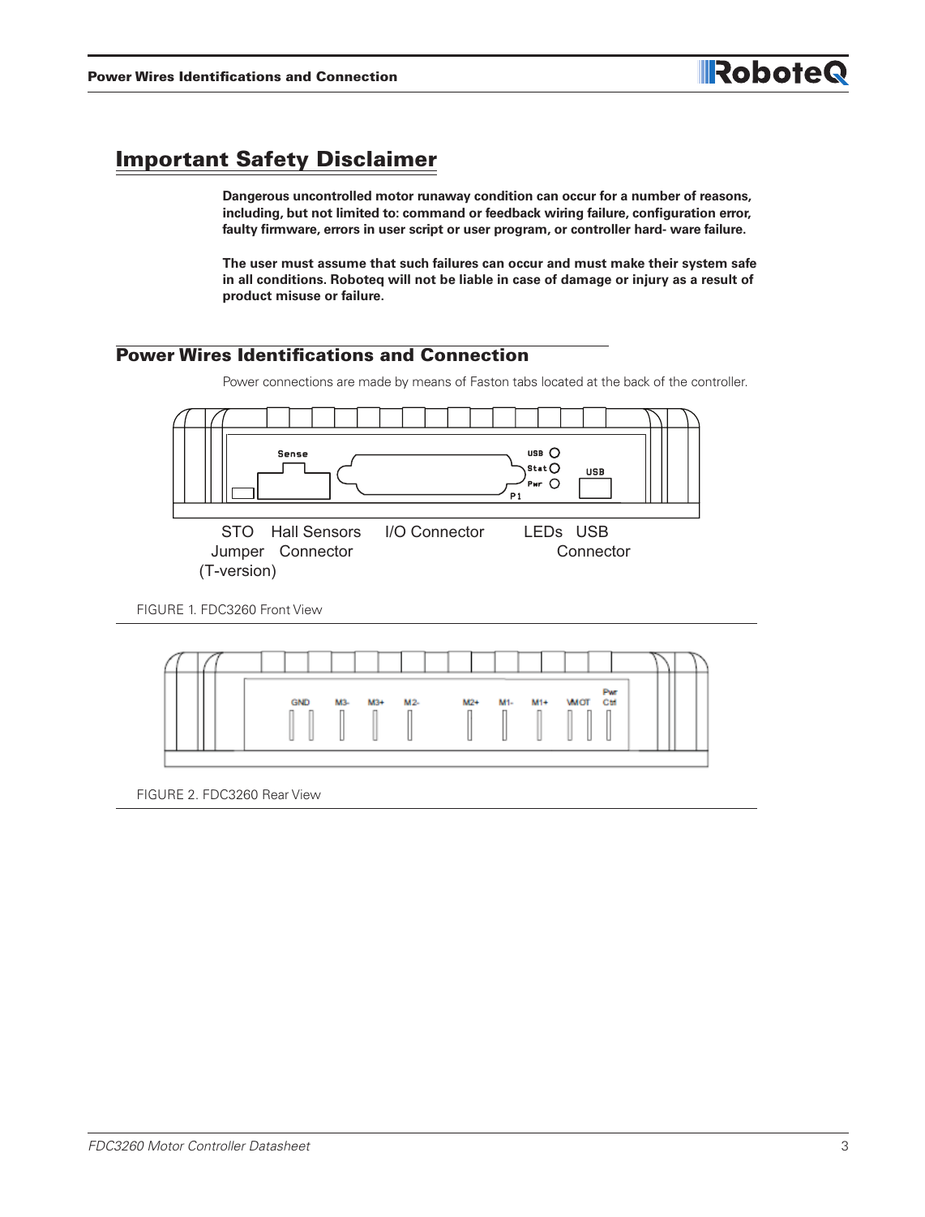## Important Safety Disclaimer

**Dangerous uncontrolled motor runaway condition can occur for a number of reasons, including, but not limited to: command or feedback wiring failure, configuration error, faulty firmware, errors in user script or user program, or controller hard- ware failure.**

**The user must assume that such failures can occur and must make their system safe in all conditions. Roboteq will not be liable in case of damage or injury as a result of product misuse or failure.**

## Power Wires Identifications and Connection

Power connections are made by means of Faston tabs located at the back of the controller.

STO Jumper (T-version) | Hall Sensors Connector | I/O Connector | LEDs | USB Connector

FIGURE 1. FDC3260 Front View

FIGURE 2. FDC3260 Rear View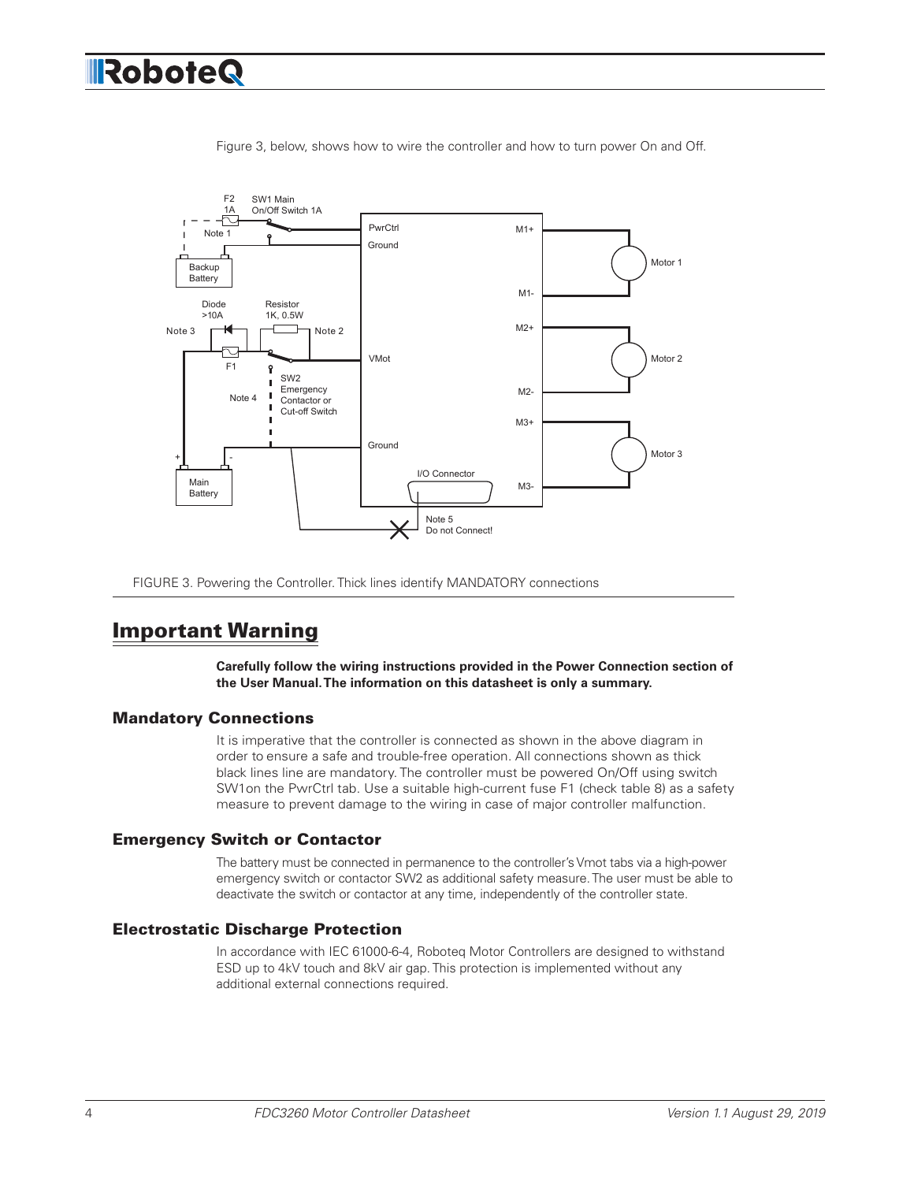Figure 3, below, shows how to wire the controller and how to turn power On and Off.

FIGURE 3. Powering the Controller. Thick lines identify MANDATORY connections

## Important Warning

**Carefully follow the wiring instructions provided in the Power Connection section of the User Manual. The information on this datasheet is only a summary.**

### Mandatory Connections

It is imperative that the controller is connected as shown in the above diagram in order to ensure a safe and trouble-free operation. All connections shown as thick black lines line are mandatory. The controller must be powered On/Off using switch SW1on the PwrCtrl tab. Use a suitable high-current fuse F1 (check table 8) as a safety measure to prevent damage to the wiring in case of major controller malfunction.

### Emergency Switch or Contactor

The battery must be connected in permanence to the controller's Vmot tabs via a high-power emergency switch or contactor SW2 as additional safety measure. The user must be able to deactivate the switch or contactor at any time, independently of the controller state.

### Electrostatic Discharge Protection

In accordance with IEC 61000-6-4, Roboteq Motor Controllers are designed to withstand ESD up to 4kV touch and 8kV air gap. This protection is implemented without any additional external connections required.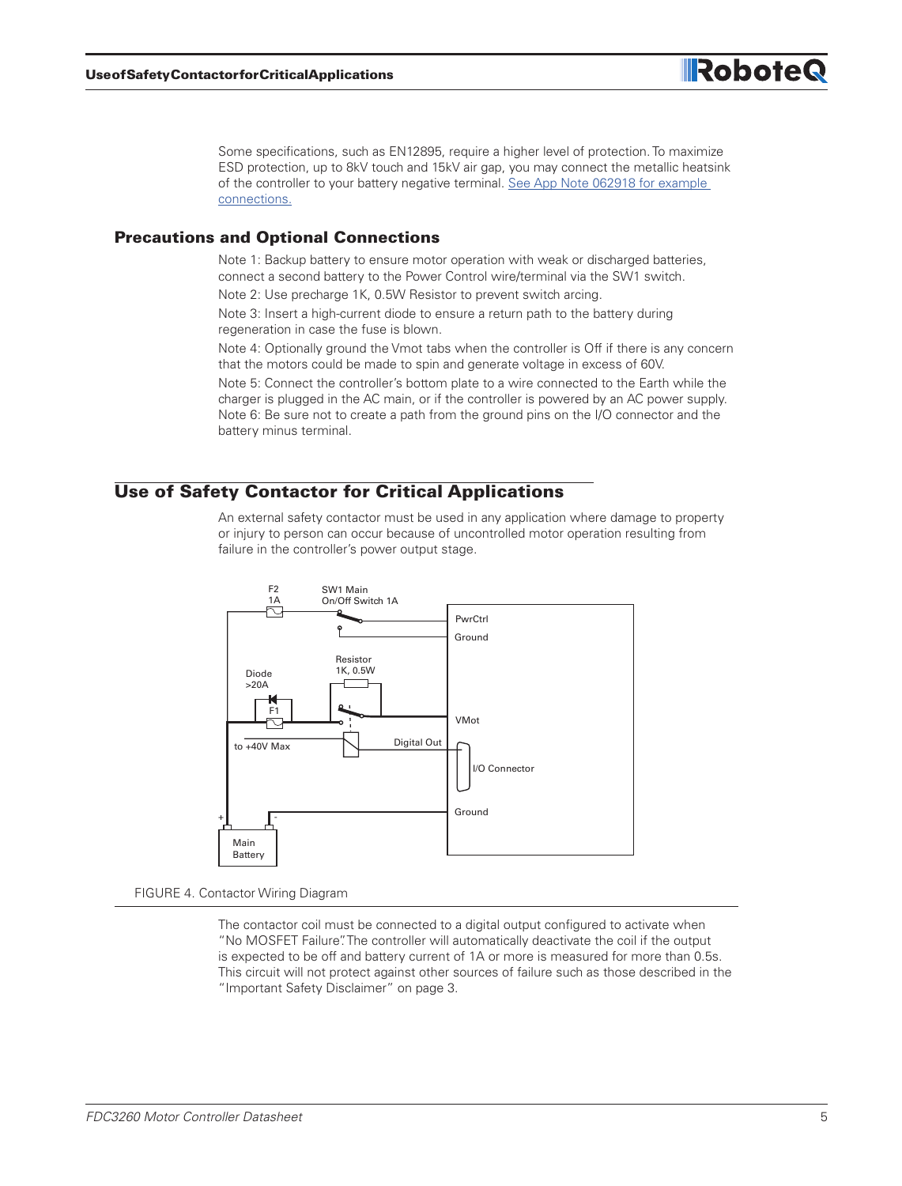Some specifications, such as EN12895, require a higher level of protection. To maximize ESD protection, up to 8kV touch and 15kV air gap, you may connect the metallic heatsink of the controller to your battery negative terminal. [See App Note 062918 for example connections.]

## Precautions and Optional Connections

Note 1: Backup battery to ensure motor operation with weak or discharged batteries, connect a second battery to the Power Control wire/terminal via the SW1 switch.

Note 2: Use precharge 1K, 0.5W Resistor to prevent switch arcing.

Note 3: Insert a high-current diode to ensure a return path to the battery during regeneration in case the fuse is blown.

Note 4: Optionally ground the Vmot tabs when the controller is Off if there is any concern that the motors could be made to spin and generate voltage in excess of 60V.

Note 5: Connect the controller's bottom plate to a wire connected to the Earth while the charger is plugged in the AC main, or if the controller is powered by an AC power supply.

Note 6: Be sure not to create a path from the ground pins on the I/O connector and the battery minus terminal.

## Use of Safety Contactor for Critical Applications

An external safety contactor must be used in any application where damage to property or injury to person can occur because of uncontrolled motor operation resulting from failure in the controller's power output stage.

F2 1A | SW1 Main On/Off Switch 1A | PwrCtrl | Ground | Resistor 1K, 0.5W | Diode >20A | F1 | VMot | to +40V Max | Digital Out | I/O Connector | Ground | Main Battery

FIGURE 4. Contactor Wiring Diagram

The contactor coil must be connected to a digital output configured to activate when "No MOSFET Failure". The controller will automatically deactivate the coil if the output is expected to be off and battery current of 1A or more is measured for more than 0.5s. This circuit will not protect against other sources of failure such as those described in the "Important Safety Disclaimer" on page 3.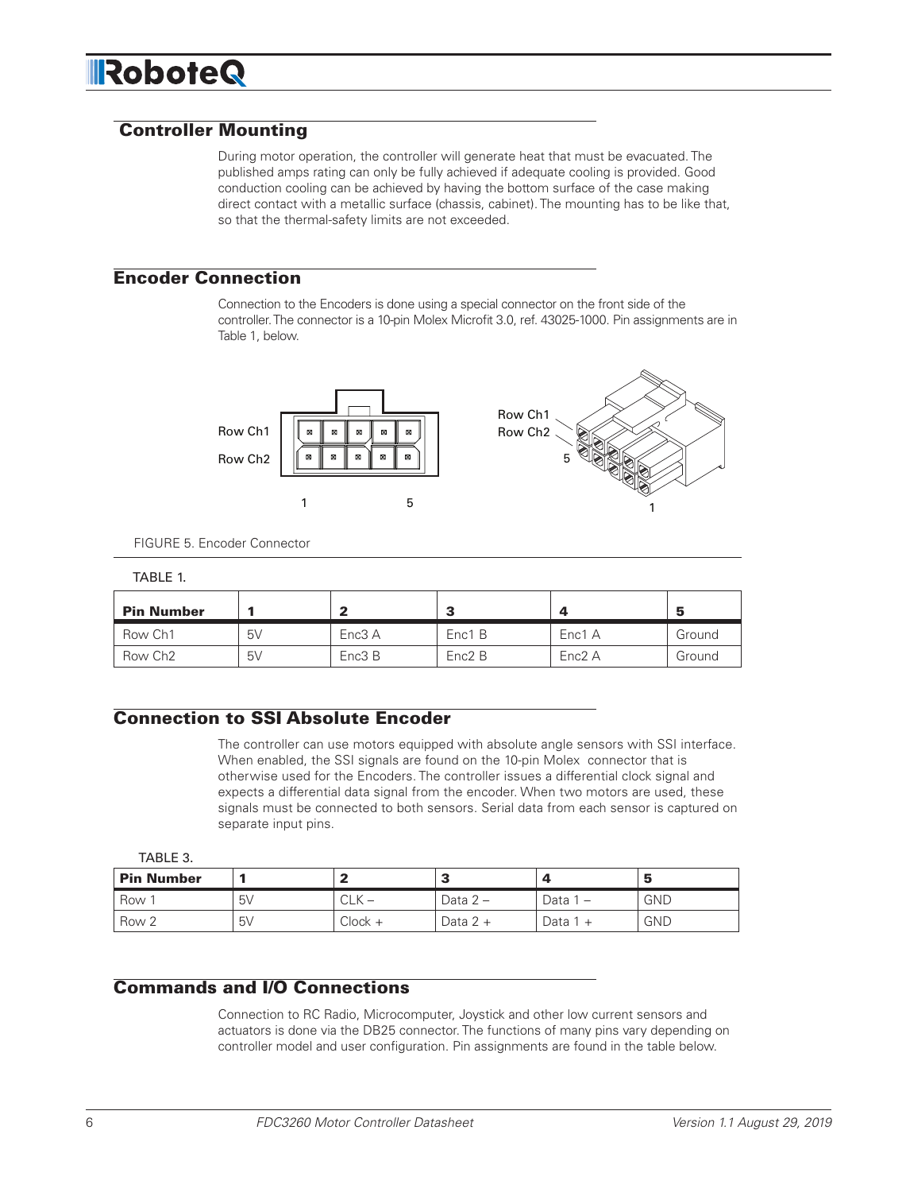## Controller Mounting

During motor operation, the controller will generate heat that must be evacuated. The published amps rating can only be fully achieved if adequate cooling is provided. Good conduction cooling can be achieved by having the bottom surface of the case making direct contact with a metallic surface (chassis, cabinet). The mounting has to be like that, so that the thermal-safety limits are not exceeded.

## Encoder Connection

Connection to the Encoders is done using a special connector on the front side of the controller. The connector is a 10-pin Molex Microfit 3.0, ref. 43025-1000. Pin assignments are in Table 1, below.

FIGURE 5. Encoder Connector

TABLE 1.

| Pin Number | 1 | 2 | 3 | 4 | 5 |
|---|---|---|---|---|---|
| Row Ch1 | 5V | Enc3 A | Enc1 B | Enc1 A | Ground |
| Row Ch2 | 5V | Enc3 B | Enc2 B | Enc2 A | Ground |

## Connection to SSI Absolute Encoder

The controller can use motors equipped with absolute angle sensors with SSI interface. When enabled, the SSI signals are found on the 10-pin Molex connector that is otherwise used for the Encoders. The controller issues a differential clock signal and expects a differential data signal from the encoder. When two motors are used, these signals must be connected to both sensors. Serial data from each sensor is captured on separate input pins.

TABLE 3.

| Pin Number | 1 | 2 | 3 | 4 | 5 |
|---|---|---|---|---|---|
| Row 1 | 5V | CLK – | Data 2 – | Data 1 – | GND |
| Row 2 | 5V | Clock + | Data 2 + | Data 1 + | GND |

## Commands and I/O Connections

Connection to RC Radio, Microcomputer, Joystick and other low current sensors and actuators is done via the DB25 connector. The functions of many pins vary depending on controller model and user configuration. Pin assignments are found in the table below.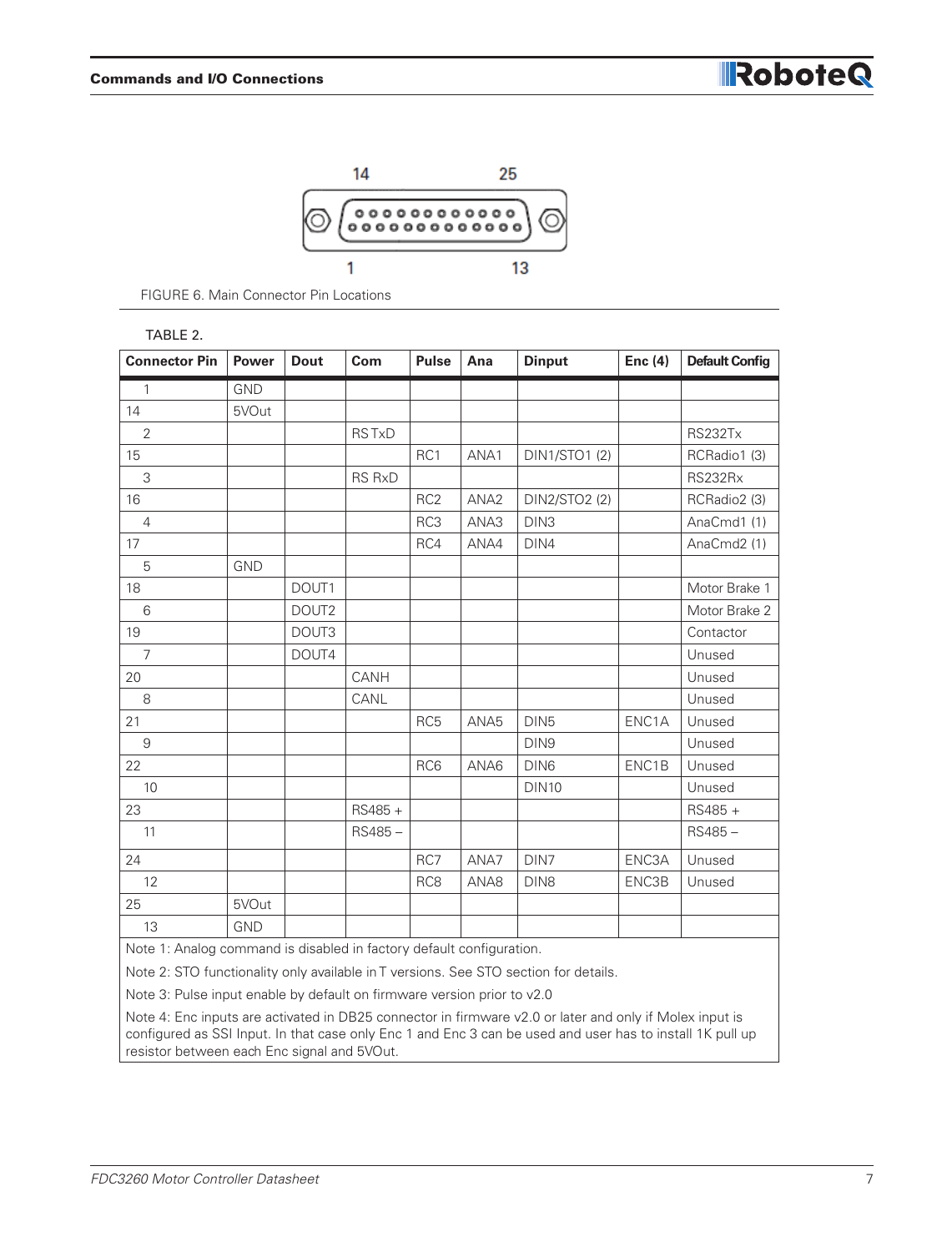FIGURE 6. Main Connector Pin Locations

TABLE 2.

| Connector Pin | Power | Dout | Com | Pulse | Ana | Dinput | Enc (4) | Default Config |
|---|---|---|---|---|---|---|---|---|
| 1 | GND | | | | | | | |
| 14 | 5VOut | | | | | | | |
| 2 | | | RS TxD | | | | | RS232Tx |
| 15 | | | | RC1 | ANA1 | DIN1/STO1 (2) | | RCRadio1 (3) |
| 3 | | | RS RxD | | | | | RS232Rx |
| 16 | | | | RC2 | ANA2 | DIN2/STO2 (2) | | RCRadio2 (3) |
| 4 | | | | RC3 | ANA3 | DIN3 | | AnaCmd1 (1) |
| 17 | | | | RC4 | ANA4 | DIN4 | | AnaCmd2 (1) |
| 5 | GND | | | | | | | |
| 18 | | DOUT1 | | | | | | Motor Brake 1 |
| 6 | | DOUT2 | | | | | | Motor Brake 2 |
| 19 | | DOUT3 | | | | | | Contactor |
| 7 | | DOUT4 | | | | | | Unused |
| 20 | | | CANH | | | | | Unused |
| 8 | | | CANL | | | | | Unused |
| 21 | | | | RC5 | ANA5 | DIN5 | ENC1A | Unused |
| 9 | | | | | | DIN9 | | Unused |
| 22 | | | | RC6 | ANA6 | DIN6 | ENC1B | Unused |
| 10 | | | | | | DIN10 | | Unused |
| 23 | | | RS485 + | | | | | RS485 + |
| 11 | | | RS485 – | | | | | RS485 – |
| 24 | | | | RC7 | ANA7 | DIN7 | ENC3A | Unused |
| 12 | | | | RC8 | ANA8 | DIN8 | ENC3B | Unused |
| 25 | 5VOut | | | | | | | |
| 13 | GND | | | | | | | |

Note 1: Analog command is disabled in factory default configuration.

Note 2: STO functionality only available in T versions. See STO section for details.

Note 3: Pulse input enable by default on firmware version prior to v2.0

Note 4: Enc inputs are activated in DB25 connector in firmware v2.0 or later and only if Molex input is configured as SSI Input. In that case only Enc 1 and Enc 3 can be used and user has to install 1K pull up resistor between each Enc signal and 5VOut.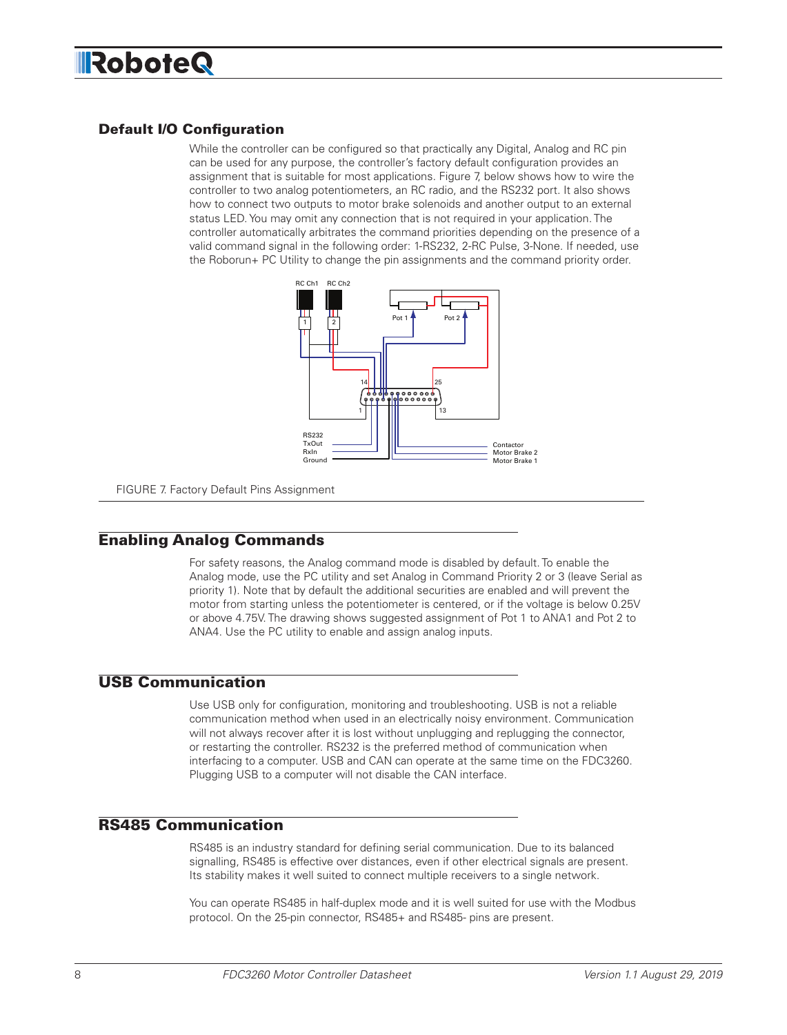## Default I/O Configuration

While the controller can be configured so that practically any Digital, Analog and RC pin can be used for any purpose, the controller's factory default configuration provides an assignment that is suitable for most applications. Figure 7, below shows how to wire the controller to two analog potentiometers, an RC radio, and the RS232 port. It also shows how to connect two outputs to motor brake solenoids and another output to an external status LED. You may omit any connection that is not required in your application. The controller automatically arbitrates the command priorities depending on the presence of a valid command signal in the following order: 1-RS232, 2-RC Pulse, 3-None. If needed, use the Roborun+ PC Utility to change the pin assignments and the command priority order.

FIGURE 7. Factory Default Pins Assignment

## Enabling Analog Commands

For safety reasons, the Analog command mode is disabled by default. To enable the Analog mode, use the PC utility and set Analog in Command Priority 2 or 3 (leave Serial as priority 1). Note that by default the additional securities are enabled and will prevent the motor from starting unless the potentiometer is centered, or if the voltage is below 0.25V or above 4.75V. The drawing shows suggested assignment of Pot 1 to ANA1 and Pot 2 to ANA4. Use the PC utility to enable and assign analog inputs.

## USB Communication

Use USB only for configuration, monitoring and troubleshooting. USB is not a reliable communication method when used in an electrically noisy environment. Communication will not always recover after it is lost without unplugging and replugging the connector, or restarting the controller. RS232 is the preferred method of communication when interfacing to a computer. USB and CAN can operate at the same time on the FDC3260. Plugging USB to a computer will not disable the CAN interface.

## RS485 Communication

RS485 is an industry standard for defining serial communication. Due to its balanced signalling, RS485 is effective over distances, even if other electrical signals are present. Its stability makes it well suited to connect multiple receivers to a single network.

You can operate RS485 in half-duplex mode and it is well suited for use with the Modbus protocol. On the 25-pin connector, RS485+ and RS485- pins are present.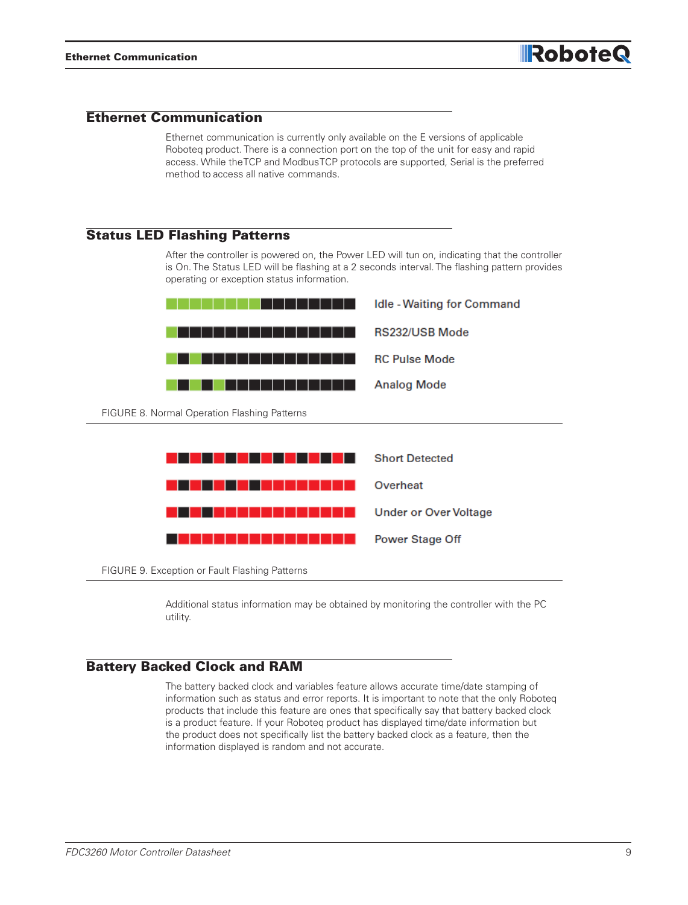## Ethernet Communication

Ethernet communication is currently only available on the E versions of applicable Roboteq product. There is a connection port on the top of the unit for easy and rapid access. While theTCP and ModbusTCP protocols are supported, Serial is the preferred method to access all native commands.

## Status LED Flashing Patterns

After the controller is powered on, the Power LED will tun on, indicating that the controller is On. The Status LED will be flashing at a 2 seconds interval. The flashing pattern provides operating or exception status information.

Idle - Waiting for Command

RS232/USB Mode

RC Pulse Mode

Analog Mode

FIGURE 8. Normal Operation Flashing Patterns

Short Detected

Overheat

Under or Over Voltage

Power Stage Off

FIGURE 9. Exception or Fault Flashing Patterns

Additional status information may be obtained by monitoring the controller with the PC utility.

## Battery Backed Clock and RAM

The battery backed clock and variables feature allows accurate time/date stamping of information such as status and error reports. It is important to note that the only Roboteq products that include this feature are ones that specifically say that battery backed clock is a product feature. If your Roboteq product has displayed time/date information but the product does not specifically list the battery backed clock as a feature, then the information displayed is random and not accurate.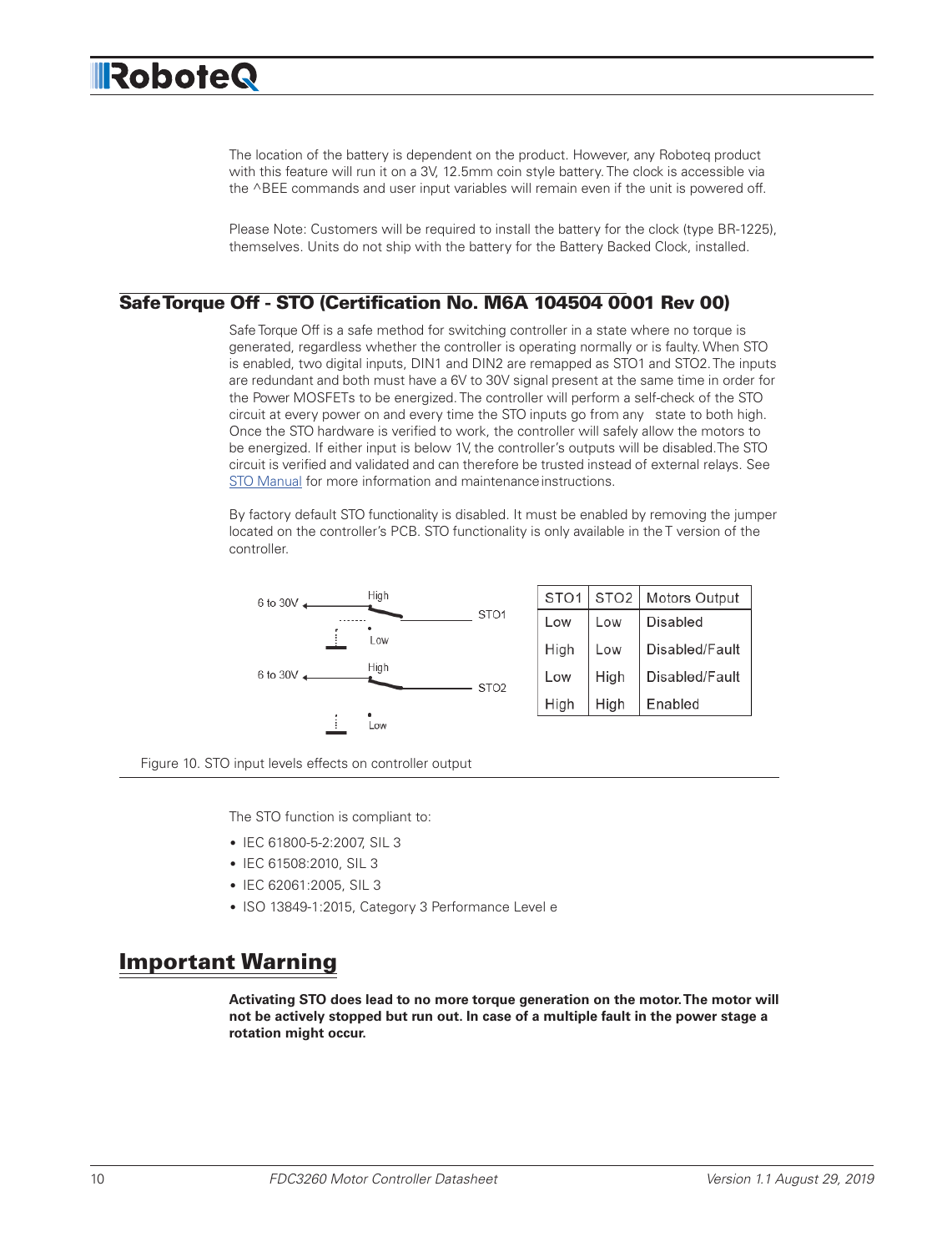The location of the battery is dependent on the product. However, any Roboteq product with this feature will run it on a 3V, 12.5mm coin style battery. The clock is accessible via the ^BEE commands and user input variables will remain even if the unit is powered off.

Please Note: Customers will be required to install the battery for the clock (type BR-1225), themselves. Units do not ship with the battery for the Battery Backed Clock, installed.

## Safe Torque Off - STO (Certification No. M6A 104504 0001 Rev 00)

Safe Torque Off is a safe method for switching controller in a state where no torque is generated, regardless whether the controller is operating normally or is faulty. When STO is enabled, two digital inputs, DIN1 and DIN2 are remapped as STO1 and STO2. The inputs are redundant and both must have a 6V to 30V signal present at the same time in order for the Power MOSFETs to be energized. The controller will perform a self-check of the STO circuit at every power on and every time the STO inputs go from any state to both high. Once the STO hardware is verified to work, the controller will safely allow the motors to be energized. If either input is below 1V, the controller's outputs will be disabled. The STO circuit is verified and validated and can therefore be trusted instead of external relays. See STO Manual for more information and maintenance instructions.

By factory default STO functionality is disabled. It must be enabled by removing the jumper located on the controller's PCB. STO functionality is only available in the T version of the controller.

6 to 30V — High / Low — STO1

6 to 30V — High / Low — STO2

| STO1 | STO2 | Motors Output |
|---|---|---|
| Low | Low | Disabled |
| High | Low | Disabled/Fault |
| Low | High | Disabled/Fault |
| High | High | Enabled |

Figure 10. STO input levels effects on controller output

The STO function is compliant to:

- IEC 61800-5-2:2007, SIL 3
- IEC 61508:2010, SIL 3
- IEC 62061:2005, SIL 3
- ISO 13849-1:2015, Category 3 Performance Level e

# Important Warning

**Activating STO does lead to no more torque generation on the motor. The motor will not be actively stopped but run out. In case of a multiple fault in the power stage a rotation might occur.**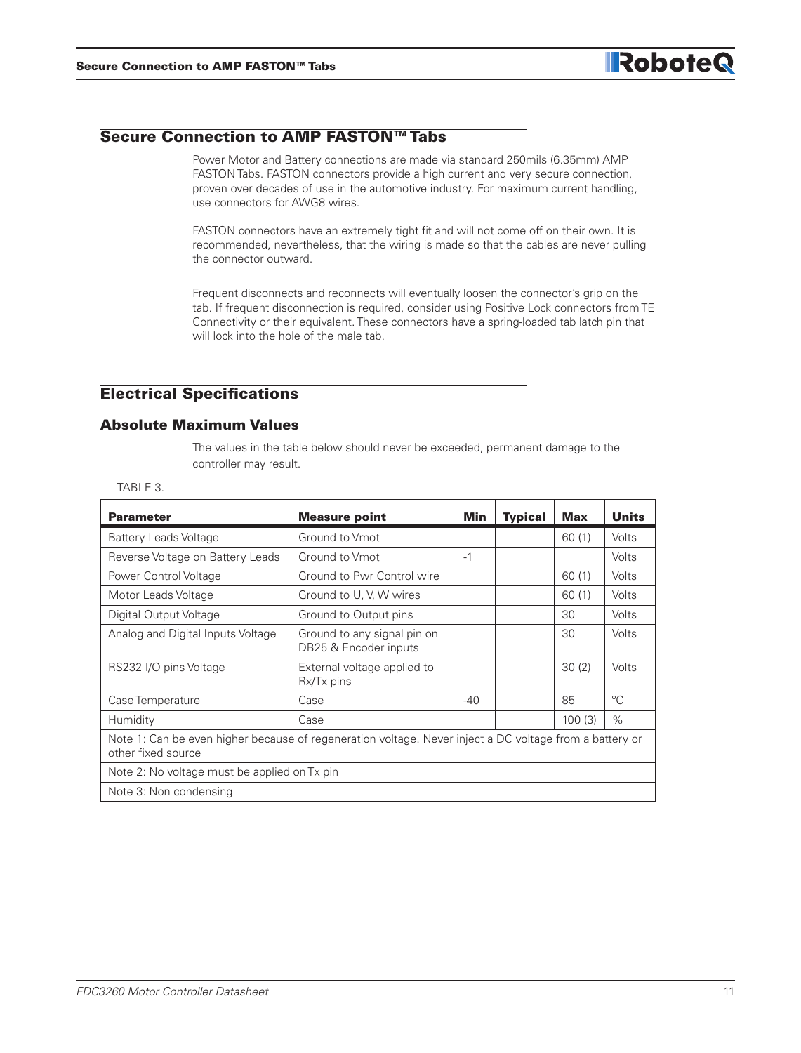## Secure Connection to AMP FASTON™ Tabs

Power Motor and Battery connections are made via standard 250mils (6.35mm) AMP FASTON Tabs. FASTON connectors provide a high current and very secure connection, proven over decades of use in the automotive industry. For maximum current handling, use connectors for AWG8 wires.

FASTON connectors have an extremely tight fit and will not come off on their own. It is recommended, nevertheless, that the wiring is made so that the cables are never pulling the connector outward.

Frequent disconnects and reconnects will eventually loosen the connector's grip on the tab. If frequent disconnection is required, consider using Positive Lock connectors from TE Connectivity or their equivalent. These connectors have a spring-loaded tab latch pin that will lock into the hole of the male tab.

## Electrical Specifications

### Absolute Maximum Values

The values in the table below should never be exceeded, permanent damage to the controller may result.

TABLE 3.

| Parameter | Measure point | Min | Typical | Max | Units |
|---|---|---|---|---|---|
| Battery Leads Voltage | Ground to Vmot | | | 60 (1) | Volts |
| Reverse Voltage on Battery Leads | Ground to Vmot | -1 | | | Volts |
| Power Control Voltage | Ground to Pwr Control wire | | | 60 (1) | Volts |
| Motor Leads Voltage | Ground to U, V, W wires | | | 60 (1) | Volts |
| Digital Output Voltage | Ground to Output pins | | | 30 | Volts |
| Analog and Digital Inputs Voltage | Ground to any signal pin on DB25 & Encoder inputs | | | 30 | Volts |
| RS232 I/O pins Voltage | External voltage applied to Rx/Tx pins | | | 30 (2) | Volts |
| Case Temperature | Case | -40 | | 85 | °C |
| Humidity | Case | | | 100 (3) | % |
| Note 1: Can be even higher because of regeneration voltage. Never inject a DC voltage from a battery or other fixed source | | | | | |
| Note 2: No voltage must be applied on Tx pin | | | | | |
| Note 3: Non condensing | | | | | |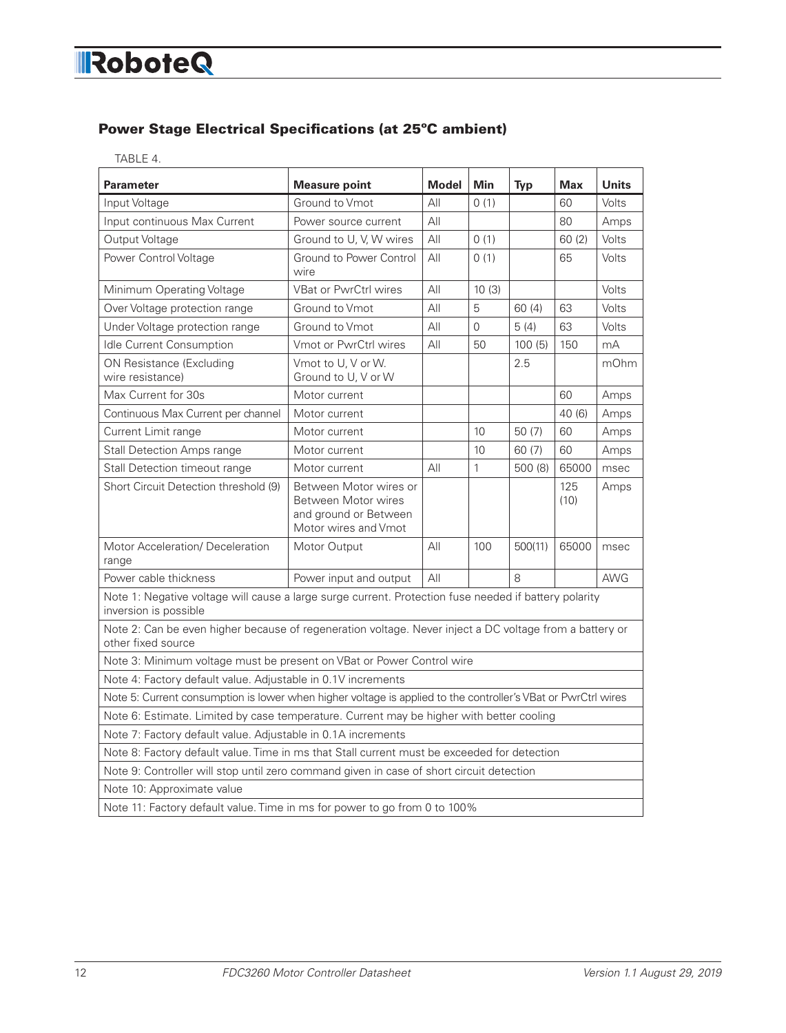## Power Stage Electrical Specifications (at 25ºC ambient)

TABLE 4.

| Parameter | Measure point | Model | Min | Typ | Max | Units |
|---|---|---|---|---|---|---|
| Input Voltage | Ground to Vmot | All | 0 (1) | | 60 | Volts |
| Input continuous Max Current | Power source current | All | | | 80 | Amps |
| Output Voltage | Ground to U, V, W wires | All | 0 (1) | | 60 (2) | Volts |
| Power Control Voltage | Ground to Power Control wire | All | 0 (1) | | 65 | Volts |
| Minimum Operating Voltage | VBat or PwrCtrl wires | All | 10 (3) | | | Volts |
| Over Voltage protection range | Ground to Vmot | All | 5 | 60 (4) | 63 | Volts |
| Under Voltage protection range | Ground to Vmot | All | 0 | 5 (4) | 63 | Volts |
| Idle Current Consumption | Vmot or PwrCtrl wires | All | 50 | 100 (5) | 150 | mA |
| ON Resistance (Excluding wire resistance) | Vmot to U, V or W. Ground to U, V or W | | | 2.5 | | mOhm |
| Max Current for 30s | Motor current | | | | 60 | Amps |
| Continuous Max Current per channel | Motor current | | | | 40 (6) | Amps |
| Current Limit range | Motor current | | 10 | 50 (7) | 60 | Amps |
| Stall Detection Amps range | Motor current | | 10 | 60 (7) | 60 | Amps |
| Stall Detection timeout range | Motor current | All | 1 | 500 (8) | 65000 | msec |
| Short Circuit Detection threshold (9) | Between Motor wires or Between Motor wires and ground or Between Motor wires and Vmot | | | | 125 (10) | Amps |
| Motor Acceleration/ Deceleration range | Motor Output | All | 100 | 500(11) | 65000 | msec |
| Power cable thickness | Power input and output | All | | 8 | | AWG |

Note 1: Negative voltage will cause a large surge current. Protection fuse needed if battery polarity inversion is possible

Note 2: Can be even higher because of regeneration voltage. Never inject a DC voltage from a battery or other fixed source

Note 3: Minimum voltage must be present on VBat or Power Control wire

Note 4: Factory default value. Adjustable in 0.1V increments

Note 5: Current consumption is lower when higher voltage is applied to the controller's VBat or PwrCtrl wires

Note 6: Estimate. Limited by case temperature. Current may be higher with better cooling

Note 7: Factory default value. Adjustable in 0.1A increments

Note 8: Factory default value. Time in ms that Stall current must be exceeded for detection

Note 9: Controller will stop until zero command given in case of short circuit detection

Note 10: Approximate value

Note 11: Factory default value. Time in ms for power to go from 0 to 100%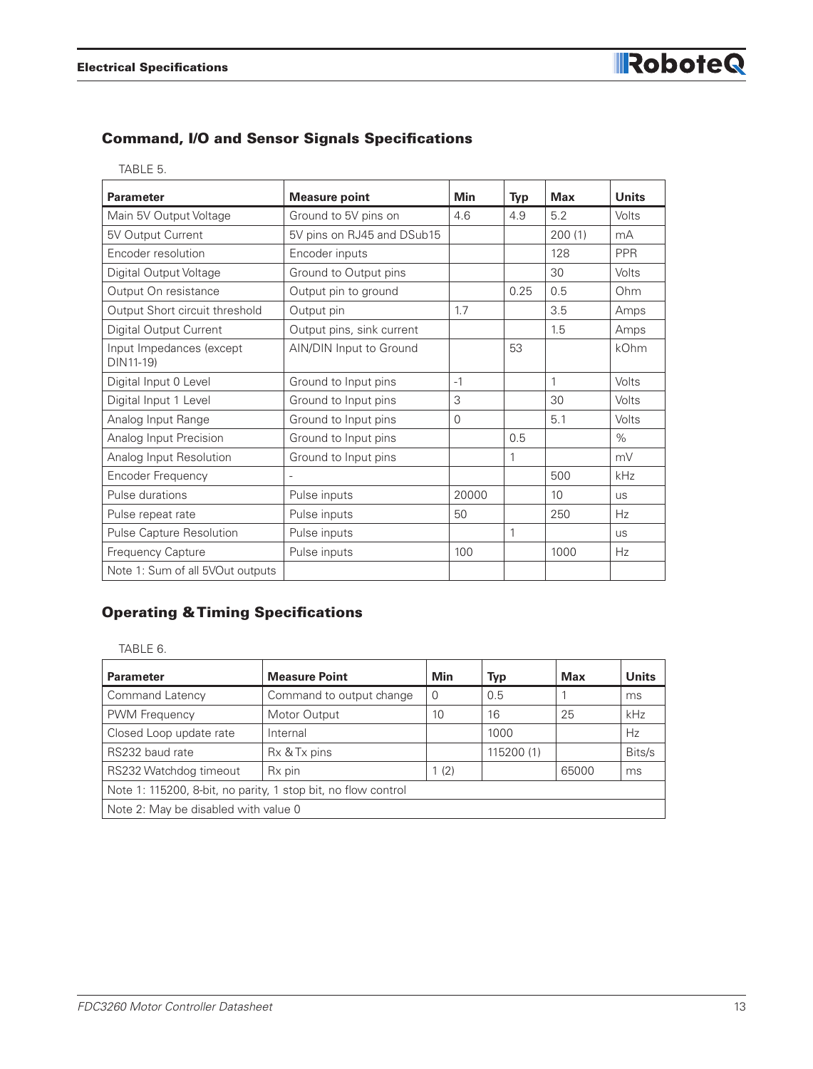## Command, I/O and Sensor Signals Specifications

TABLE 5.

| Parameter | Measure point | Min | Typ | Max | Units |
|---|---|---|---|---|---|
| Main 5V Output Voltage | Ground to 5V pins on | 4.6 | 4.9 | 5.2 | Volts |
| 5V Output Current | 5V pins on RJ45 and DSub15 | | | 200 (1) | mA |
| Encoder resolution | Encoder inputs | | | 128 | PPR |
| Digital Output Voltage | Ground to Output pins | | | 30 | Volts |
| Output On resistance | Output pin to ground | | 0.25 | 0.5 | Ohm |
| Output Short circuit threshold | Output pin | 1.7 | | 3.5 | Amps |
| Digital Output Current | Output pins, sink current | | | 1.5 | Amps |
| Input Impedances (except DIN11-19) | AIN/DIN Input to Ground | | 53 | | kOhm |
| Digital Input 0 Level | Ground to Input pins | -1 | | 1 | Volts |
| Digital Input 1 Level | Ground to Input pins | 3 | | 30 | Volts |
| Analog Input Range | Ground to Input pins | 0 | | 5.1 | Volts |
| Analog Input Precision | Ground to Input pins | | 0.5 | | % |
| Analog Input Resolution | Ground to Input pins | | 1 | | mV |
| Encoder Frequency | - | | | 500 | kHz |
| Pulse durations | Pulse inputs | 20000 | | 10 | us |
| Pulse repeat rate | Pulse inputs | 50 | | 250 | Hz |
| Pulse Capture Resolution | Pulse inputs | | 1 | | us |
| Frequency Capture | Pulse inputs | 100 | | 1000 | Hz |
| Note 1: Sum of all 5VOut outputs | | | | | |

## Operating & Timing Specifications

TABLE 6.

| Parameter | Measure Point | Min | Typ | Max | Units |
|---|---|---|---|---|---|
| Command Latency | Command to output change | 0 | 0.5 | 1 | ms |
| PWM Frequency | Motor Output | 10 | 16 | 25 | kHz |
| Closed Loop update rate | Internal | | 1000 | | Hz |
| RS232 baud rate | Rx & Tx pins | | 115200 (1) | | Bits/s |
| RS232 Watchdog timeout | Rx pin | 1 (2) | | 65000 | ms |
| Note 1: 115200, 8-bit, no parity, 1 stop bit, no flow control | | | | | |
| Note 2: May be disabled with value 0 | | | | | |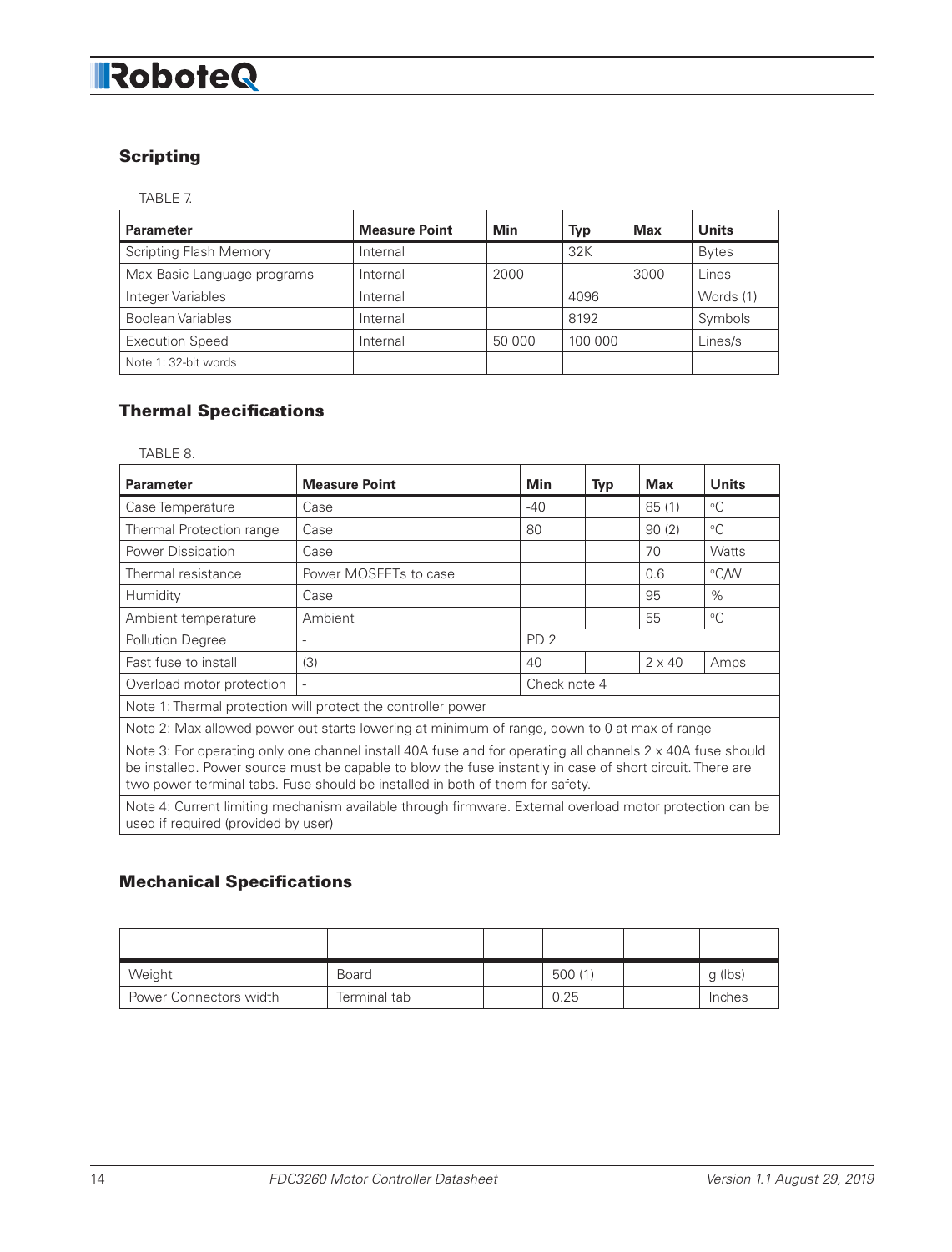## Scripting

TABLE 7.

| Parameter | Measure Point | Min | Typ | Max | Units |
|---|---|---|---|---|---|
| Scripting Flash Memory | Internal | | 32K | | Bytes |
| Max Basic Language programs | Internal | 2000 | | 3000 | Lines |
| Integer Variables | Internal | | 4096 | | Words (1) |
| Boolean Variables | Internal | | 8192 | | Symbols |
| Execution Speed | Internal | 50 000 | 100 000 | | Lines/s |
| Note 1: 32-bit words | | | | | |

## Thermal Specifications

TABLE 8.

| Parameter | Measure Point | Min | Typ | Max | Units |
|---|---|---|---|---|---|
| Case Temperature | Case | -40 | | 85 (1) | °C |
| Thermal Protection range | Case | 80 | | 90 (2) | °C |
| Power Dissipation | Case | | | 70 | Watts |
| Thermal resistance | Power MOSFETs to case | | | 0.6 | °C/W |
| Humidity | Case | | | 95 | % |
| Ambient temperature | Ambient | | | 55 | °C |
| Pollution Degree | - | PD 2 | | | |
| Fast fuse to install | (3) | 40 | | 2 x 40 | Amps |
| Overload motor protection | - | Check note 4 | | | |
| Note 1: Thermal protection will protect the controller power | | | | | |
| Note 2: Max allowed power out starts lowering at minimum of range, down to 0 at max of range | | | | | |
| Note 3: For operating only one channel install 40A fuse and for operating all channels 2 x 40A fuse should be installed. Power source must be capable to blow the fuse instantly in case of short circuit. There are two power terminal tabs. Fuse should be installed in both of them for safety. | | | | | |
| Note 4: Current limiting mechanism available through firmware. External overload motor protection can be used if required (provided by user) | | | | | |

## Mechanical Specifications

| | | | | | |
|---|---|---|---|---|---|
| Weight | Board | | 500 (1) | | g (lbs) |
| Power Connectors width | Terminal tab | | 0.25 | | Inches |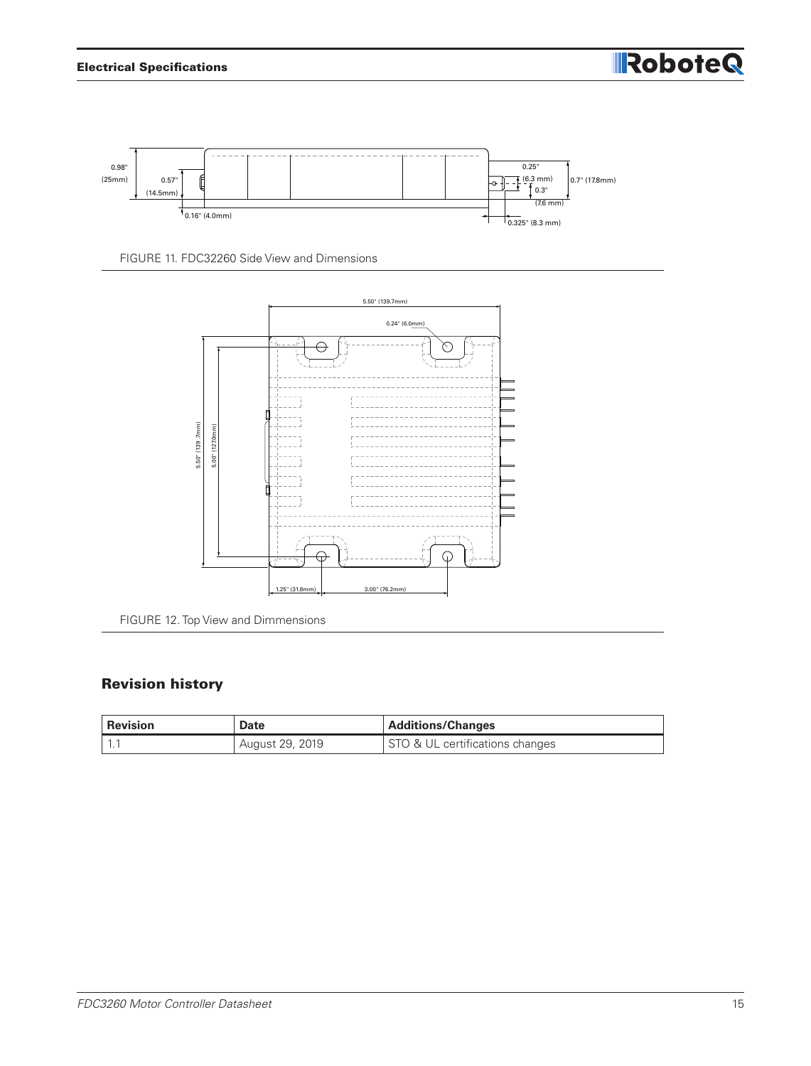0.98"
(25mm)
0.57"
(14.5mm)
0.16" (4.0mm)
0.25"
(6.3 mm)
0.3"
(7.6 mm)
0.7" (17.8mm)
0.325" (8.3 mm)

FIGURE 11. FDC32260 Side View and Dimensions

5.50" (139.7mm)
0.24" (6.0mm)
5.50" (139.7mm)
5.00" (127.0mm)
1.25" (31.8mm)
3.00" (76.2mm)

FIGURE 12. Top View and Dimmensions

## Revision history

| Revision | Date | Additions/Changes |
|---|---|---|
| 1.1 | August 29, 2019 | STO & UL certifications changes |